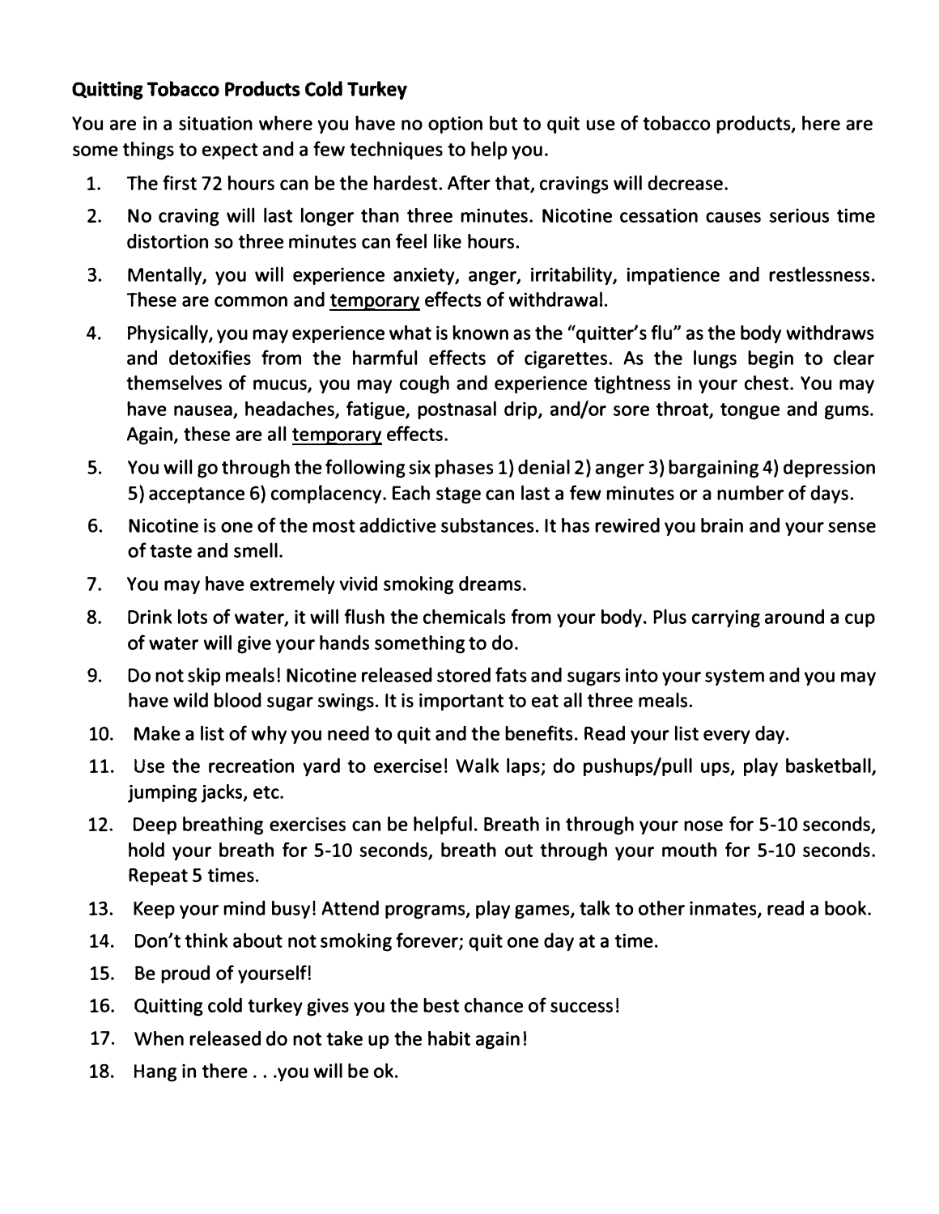**Quitting Tobacco Products Cold Turkey**

You are in a situation where you have no option but to quit use of tobacco products, here are some things to expect and a few techniques to help you.

1. The first 72 hours can be the hardest. After that, cravings will decrease.
2. No craving will last longer than three minutes. Nicotine cessation causes serious time distortion so three minutes can feel like hours.
3. Mentally, you will experience anxiety, anger, irritability, impatience and restlessness. These are common and <u>temporary</u> effects of withdrawal.
4. Physically, you may experience what is known as the "quitter's flu" as the body withdraws and detoxifies from the harmful effects of cigarettes. As the lungs begin to clear themselves of mucus, you may cough and experience tightness in your chest. You may have nausea, headaches, fatigue, postnasal drip, and/or sore throat, tongue and gums. Again, these are all <u>temporary</u> effects.
5. You will go through the following six phases 1) denial 2) anger 3) bargaining 4) depression 5) acceptance 6) complacency. Each stage can last a few minutes or a number of days.
6. Nicotine is one of the most addictive substances. It has rewired you brain and your sense of taste and smell.
7. You may have extremely vivid smoking dreams.
8. Drink lots of water, it will flush the chemicals from your body. Plus carrying around a cup of water will give your hands something to do.
9. Do not skip meals! Nicotine released stored fats and sugars into your system and you may have wild blood sugar swings. It is important to eat all three meals.
10. Make a list of why you need to quit and the benefits. Read your list every day.
11. Use the recreation yard to exercise! Walk laps; do pushups/pull ups, play basketball, jumping jacks, etc.
12. Deep breathing exercises can be helpful. Breath in through your nose for 5-10 seconds, hold your breath for 5-10 seconds, breath out through your mouth for 5-10 seconds. Repeat 5 times.
13. Keep your mind busy! Attend programs, play games, talk to other inmates, read a book.
14. Don't think about not smoking forever; quit one day at a time.
15. Be proud of yourself!
16. Quitting cold turkey gives you the best chance of success!
17. When released do not take up the habit again!
18. Hang in there . . .you will be ok.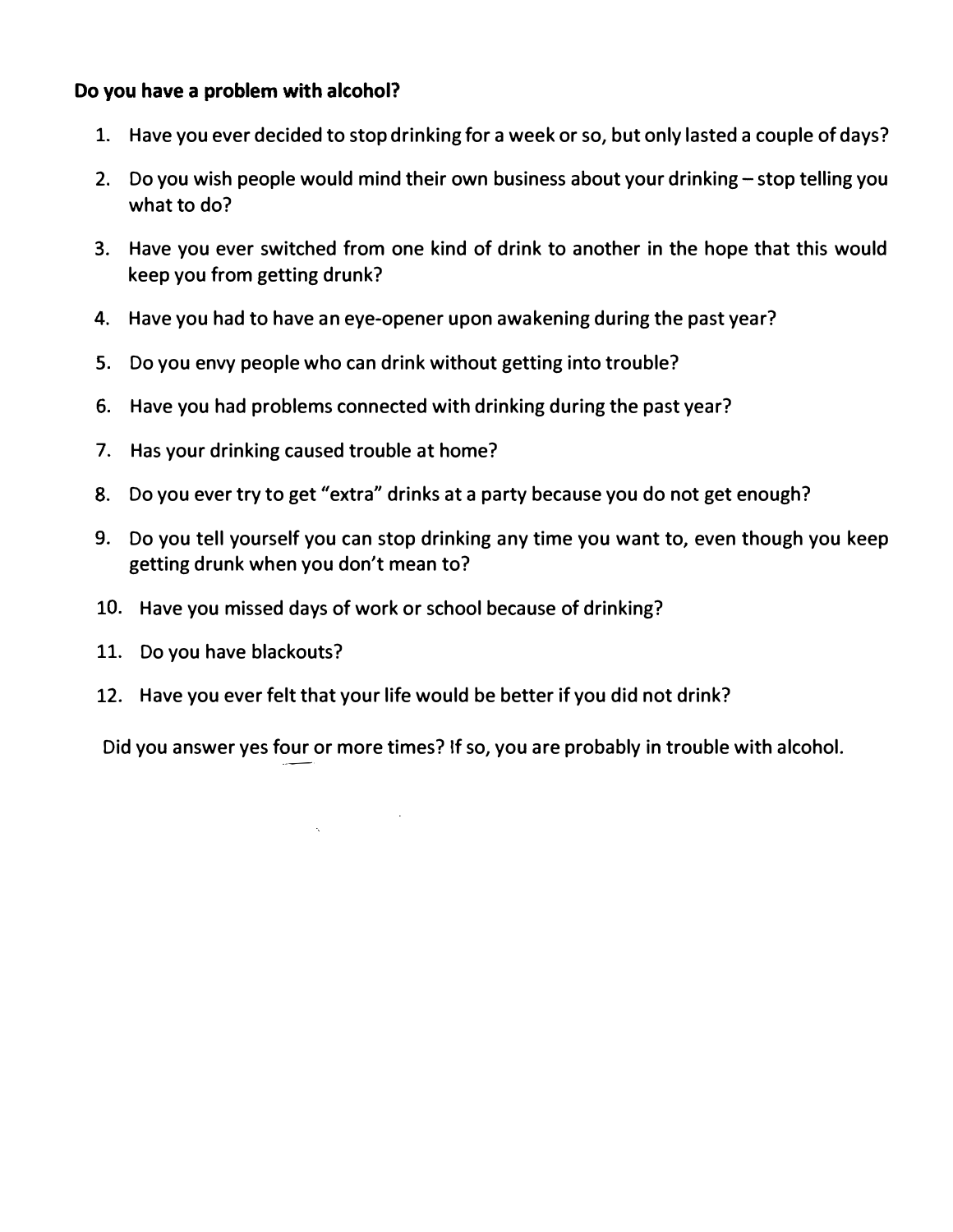**Do you have a problem with alcohol?**

1. Have you ever decided to stop drinking for a week or so, but only lasted a couple of days?
2. Do you wish people would mind their own business about your drinking – stop telling you what to do?
3. Have you ever switched from one kind of drink to another in the hope that this would keep you from getting drunk?
4. Have you had to have an eye-opener upon awakening during the past year?
5. Do you envy people who can drink without getting into trouble?
6. Have you had problems connected with drinking during the past year?
7. Has your drinking caused trouble at home?
8. Do you ever try to get "extra" drinks at a party because you do not get enough?
9. Do you tell yourself you can stop drinking any time you want to, even though you keep getting drunk when you don't mean to?
10. Have you missed days of work or school because of drinking?
11. Do you have blackouts?
12. Have you ever felt that your life would be better if you did not drink?

Did you answer yes four or more times? If so, you are probably in trouble with alcohol.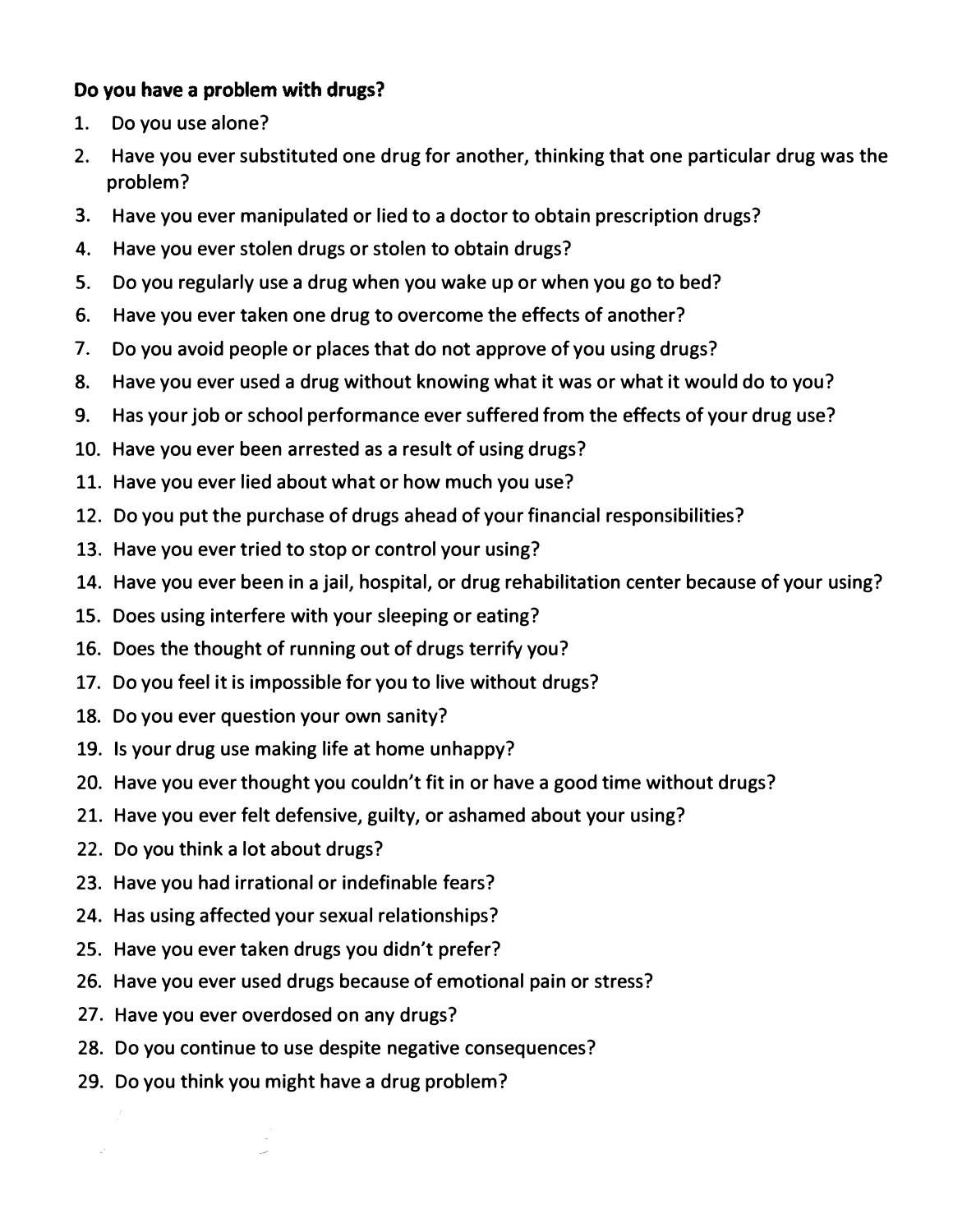**Do you have a problem with drugs?**

1. Do you use alone?
2. Have you ever substituted one drug for another, thinking that one particular drug was the problem?
3. Have you ever manipulated or lied to a doctor to obtain prescription drugs?
4. Have you ever stolen drugs or stolen to obtain drugs?
5. Do you regularly use a drug when you wake up or when you go to bed?
6. Have you ever taken one drug to overcome the effects of another?
7. Do you avoid people or places that do not approve of you using drugs?
8. Have you ever used a drug without knowing what it was or what it would do to you?
9. Has your job or school performance ever suffered from the effects of your drug use?
10. Have you ever been arrested as a result of using drugs?
11. Have you ever lied about what or how much you use?
12. Do you put the purchase of drugs ahead of your financial responsibilities?
13. Have you ever tried to stop or control your using?
14. Have you ever been in a jail, hospital, or drug rehabilitation center because of your using?
15. Does using interfere with your sleeping or eating?
16. Does the thought of running out of drugs terrify you?
17. Do you feel it is impossible for you to live without drugs?
18. Do you ever question your own sanity?
19. Is your drug use making life at home unhappy?
20. Have you ever thought you couldn't fit in or have a good time without drugs?
21. Have you ever felt defensive, guilty, or ashamed about your using?
22. Do you think a lot about drugs?
23. Have you had irrational or indefinable fears?
24. Has using affected your sexual relationships?
25. Have you ever taken drugs you didn't prefer?
26. Have you ever used drugs because of emotional pain or stress?
27. Have you ever overdosed on any drugs?
28. Do you continue to use despite negative consequences?
29. Do you think you might have a drug problem?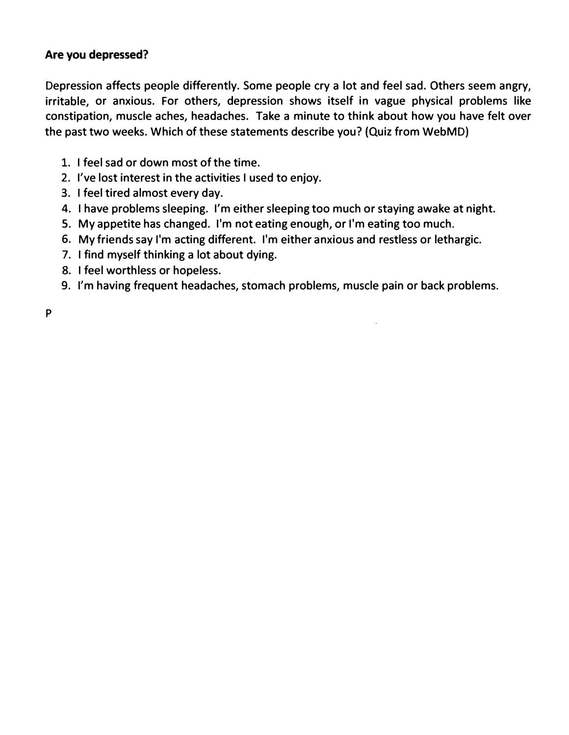**Are you depressed?**

Depression affects people differently. Some people cry a lot and feel sad. Others seem angry, irritable, or anxious. For others, depression shows itself in vague physical problems like constipation, muscle aches, headaches. Take a minute to think about how you have felt over the past two weeks. Which of these statements describe you? (Quiz from WebMD)

1. I feel sad or down most of the time.
2. I've lost interest in the activities I used to enjoy.
3. I feel tired almost every day.
4. I have problems sleeping. I'm either sleeping too much or staying awake at night.
5. My appetite has changed. I'm not eating enough, or I'm eating too much.
6. My friends say I'm acting different. I'm either anxious and restless or lethargic.
7. I find myself thinking a lot about dying.
8. I feel worthless or hopeless.
9. I'm having frequent headaches, stomach problems, muscle pain or back problems.

P